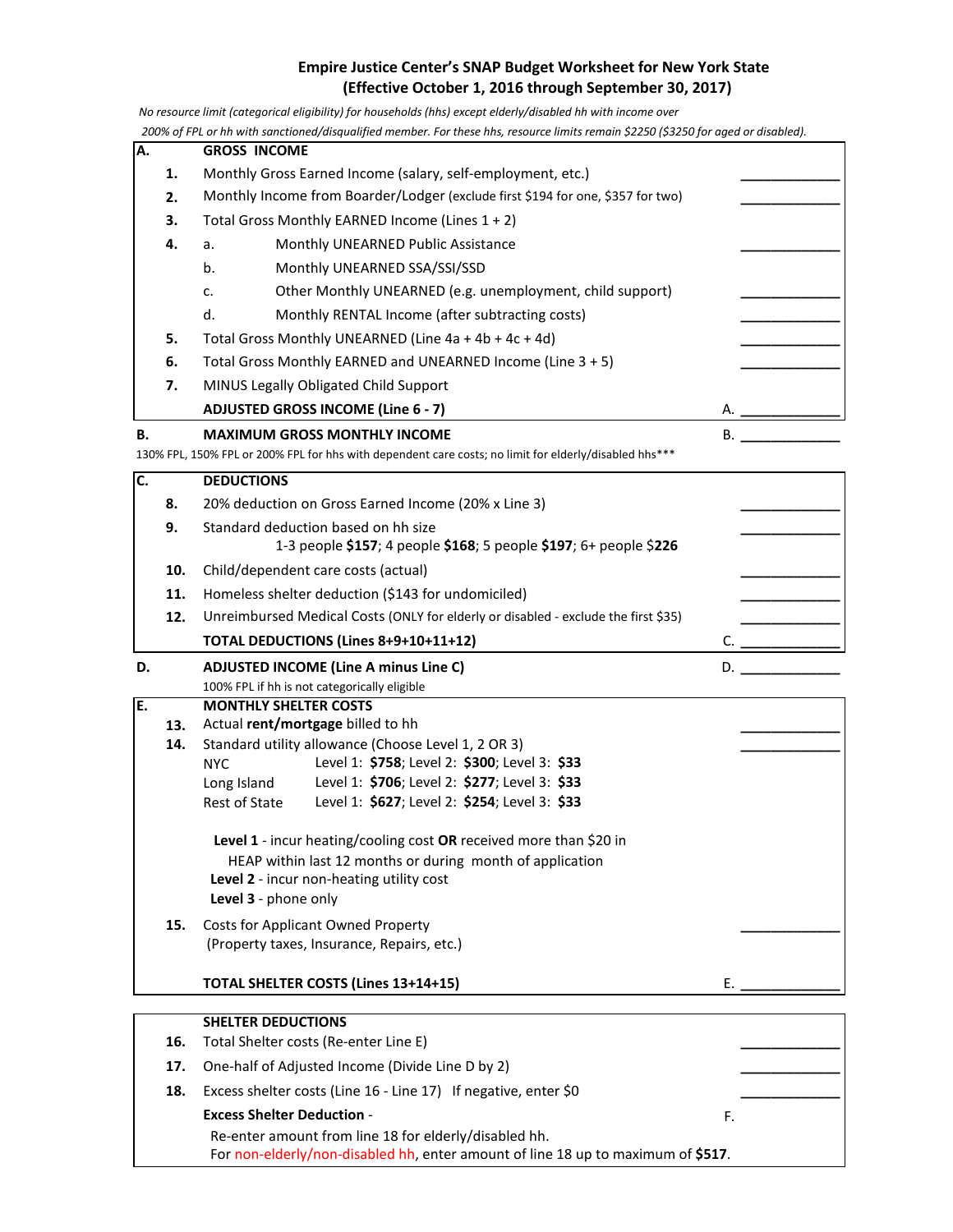# Empire Justice Center's SNAP Budget Worksheet for New York State
## (Effective October 1, 2016 through September 30, 2017)

*No resource limit (categorical eligibility) for households (hhs) except elderly/disabled hh with income over 200% of FPL or hh with sanctioned/disqualified member. For these hhs, resource limits remain $2250 ($3250 for aged or disabled).*

| | | | |
|---|---|---|---|
| **A.** | **GROSS INCOME** | | |
| **1.** | Monthly Gross Earned Income (salary, self-employment, etc.) | | ____________ |
| **2.** | Monthly Income from Boarder/Lodger (exclude first $194 for one, $357 for two) | | ____________ |
| **3.** | Total Gross Monthly EARNED Income (Lines 1 + 2) | | |
| **4.** | a. Monthly UNEARNED Public Assistance | | ____________ |
| | b. Monthly UNEARNED SSA/SSI/SSD | | |
| | c. Other Monthly UNEARNED (e.g. unemployment, child support) | | ____________ |
| | d. Monthly RENTAL Income (after subtracting costs) | | ____________ |
| **5.** | Total Gross Monthly UNEARNED (Line 4a + 4b + 4c + 4d) | | ____________ |
| **6.** | Total Gross Monthly EARNED and UNEARNED Income (Line 3 + 5) | | ____________ |
| **7.** | MINUS Legally Obligated Child Support | | |
| | **ADJUSTED GROSS INCOME (Line 6 - 7)** | A. | ____________ |

| | | | |
|---|---|---|---|
| **B.** | **MAXIMUM GROSS MONTHLY INCOME** | B. | ____________ |

130% FPL, 150% FPL or 200% FPL for hhs with dependent care costs; no limit for elderly/disabled hhs***

| | | | |
|---|---|---|---|
| **C.** | **DEDUCTIONS** | | |
| **8.** | 20% deduction on Gross Earned Income (20% x Line 3) | | ____________ |
| **9.** | Standard deduction based on hh size<br>1-3 people **$157**; 4 people **$168**; 5 people **$197**; 6+ people $**226** | | ____________ |
| **10.** | Child/dependent care costs (actual) | | ____________ |
| **11.** | Homeless shelter deduction ($143 for undomiciled) | | ____________ |
| **12.** | Unreimbursed Medical Costs (ONLY for elderly or disabled - exclude the first $35) | | ____________ |
| | **TOTAL DEDUCTIONS (Lines 8+9+10+11+12)** | C. | ____________ |

| | | | |
|---|---|---|---|
| **D.** | **ADJUSTED INCOME (Line A minus Line C)**<br>100% FPL if hh is not categorically eligible | D. | ____________ |

| | | | |
|---|---|---|---|
| **E.** | **MONTHLY SHELTER COSTS** | | |
| **13.** | Actual **rent/mortgage** billed to hh | | ____________ |
| **14.** | Standard utility allowance (Choose Level 1, 2 OR 3)<br>NYC — Level 1: **$758**; Level 2: **$300**; Level 3: **$33**<br>Long Island — Level 1: **$706**; Level 2: **$277**; Level 3: **$33**<br>Rest of State — Level 1: **$627**; Level 2: **$254**; Level 3: **$33**<br><br>**Level 1** - incur heating/cooling cost **OR** received more than $20 in HEAP within last 12 months or during month of application<br>**Level 2** - incur non-heating utility cost<br>**Level 3** - phone only | | ____________ |
| **15.** | Costs for Applicant Owned Property<br>(Property taxes, Insurance, Repairs, etc.) | | ____________ |
| | **TOTAL SHELTER COSTS (Lines 13+14+15)** | E. | ____________ |

| | | | |
|---|---|---|---|
| | **SHELTER DEDUCTIONS** | | |
| **16.** | Total Shelter costs (Re-enter Line E) | | ____________ |
| **17.** | One-half of Adjusted Income (Divide Line D by 2) | | ____________ |
| **18.** | Excess shelter costs (Line 16 - Line 17) If negative, enter $0 | | ____________ |
| | **Excess Shelter Deduction** -<br>Re-enter amount from line 18 for elderly/disabled hh.<br>For non-elderly/non-disabled hh, enter amount of line 18 up to maximum of **$517**. | F. | |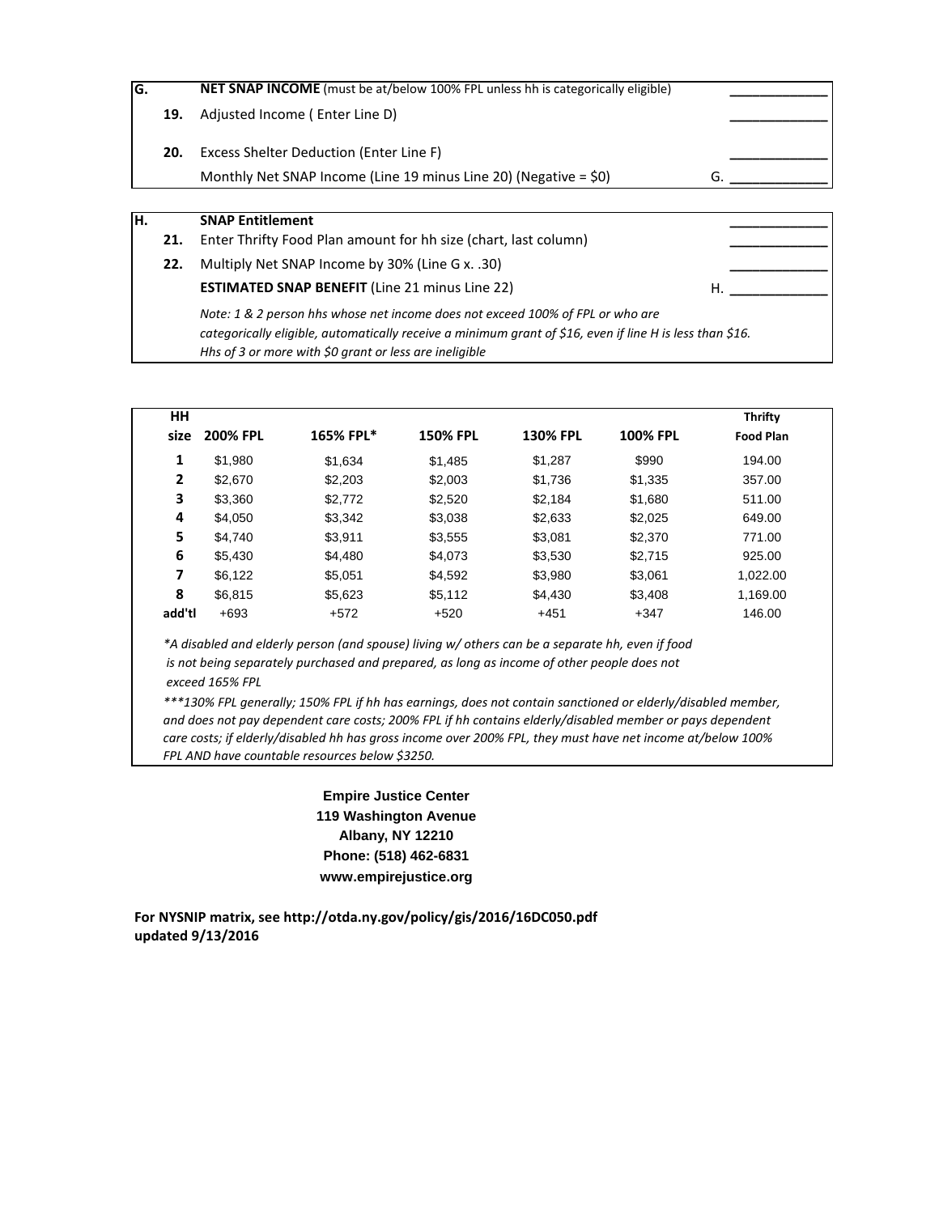| | | | |
|---|---|---|---|
| **G.** | | **NET SNAP INCOME** (must be at/below 100% FPL unless hh is categorically eligible) | _____________ |
| | **19.** | Adjusted Income ( Enter Line D) | _____________ |
| | **20.** | Excess Shelter Deduction (Enter Line F) | _____________ |
| | | Monthly Net SNAP Income (Line 19 minus Line 20) (Negative = $0) | G. _____________ |

| | | | |
|---|---|---|---|
| **H.** | | **SNAP Entitlement** | _____________ |
| | **21.** | Enter Thrifty Food Plan amount for hh size (chart, last column) | _____________ |
| | **22.** | Multiply Net SNAP Income by 30% (Line G x. .30) | _____________ |
| | | **ESTIMATED SNAP BENEFIT** (Line 21 minus Line 22) | H. _____________ |

*Note: 1 & 2 person hhs whose net income does not exceed 100% of FPL or who are categorically eligible, automatically receive a minimum grant of $16, even if line H is less than $16. Hhs of 3 or more with $0 grant or less are ineligible*

| HH size | 200% FPL | 165% FPL* | 150% FPL | 130% FPL | 100% FPL | Thrifty Food Plan |
|---|---|---|---|---|---|---|
| **1** | $1,980 | $1,634 | $1,485 | $1,287 | $990 | 194.00 |
| **2** | $2,670 | $2,203 | $2,003 | $1,736 | $1,335 | 357.00 |
| **3** | $3,360 | $2,772 | $2,520 | $2,184 | $1,680 | 511.00 |
| **4** | $4,050 | $3,342 | $3,038 | $2,633 | $2,025 | 649.00 |
| **5** | $4,740 | $3,911 | $3,555 | $3,081 | $2,370 | 771.00 |
| **6** | $5,430 | $4,480 | $4,073 | $3,530 | $2,715 | 925.00 |
| **7** | $6,122 | $5,051 | $4,592 | $3,980 | $3,061 | 1,022.00 |
| **8** | $6,815 | $5,623 | $5,112 | $4,430 | $3,408 | 1,169.00 |
| **add'tl** | +693 | +572 | +520 | +451 | +347 | 146.00 |

*\*A disabled and elderly person (and spouse) living w/ others can be a separate hh, even if food is not being separately purchased and prepared, as long as income of other people does not exceed 165% FPL*

*\*\*\*130% FPL generally; 150% FPL if hh has earnings, does not contain sanctioned or elderly/disabled member, and does not pay dependent care costs; 200% FPL if hh contains elderly/disabled member or pays dependent care costs; if elderly/disabled hh has gross income over 200% FPL, they must have net income at/below 100% FPL AND have countable resources below $3250.*

**Empire Justice Center**
**119 Washington Avenue**
**Albany, NY 12210**
**Phone: (518) 462-6831**
**www.empirejustice.org**

**For NYSNIP matrix, see http://otda.ny.gov/policy/gis/2016/16DC050.pdf**
**updated 9/13/2016**